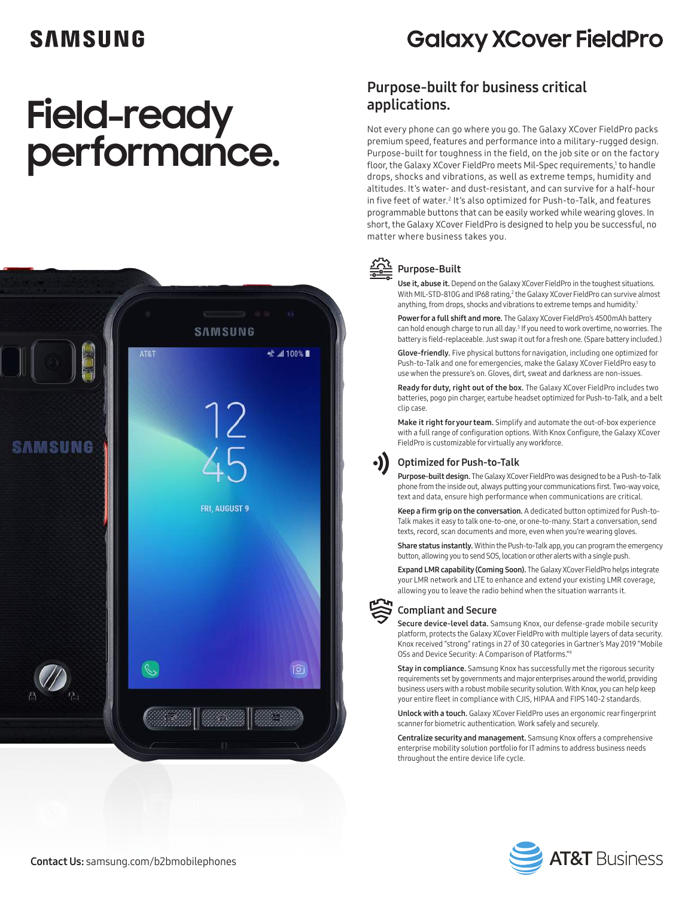SAMSUNG

# Galaxy XCover FieldPro

# Field-ready performance.

## Purpose-built for business critical applications.

Not every phone can go where you go. The Galaxy XCover FieldPro packs premium speed, features and performance into a military-rugged design. Purpose-built for toughness in the field, on the job site or on the factory floor, the Galaxy XCover FieldPro meets Mil-Spec requirements,[1] to handle drops, shocks and vibrations, as well as extreme temps, humidity and altitudes. It's water- and dust-resistant, and can survive for a half-hour in five feet of water.[2] It's also optimized for Push-to-Talk, and features programmable buttons that can be easily worked while wearing gloves. In short, the Galaxy XCover FieldPro is designed to help you be successful, no matter where business takes you.

### Purpose-Built

**Use it, abuse it.** Depend on the Galaxy XCover FieldPro in the toughest situations. With MIL-STD-810G and IP68 rating,[2] the Galaxy XCover FieldPro can survive almost anything, from drops, shocks and vibrations to extreme temps and humidity.[1]

**Power for a full shift and more.** The Galaxy XCover FieldPro's 4500mAh battery can hold enough charge to run all day.[3] If you need to work overtime, no worries. The battery is field-replaceable. Just swap it out for a fresh one. (Spare battery included.)

**Glove-friendly.** Five physical buttons for navigation, including one optimized for Push-to-Talk and one for emergencies, make the Galaxy XCover FieldPro easy to use when the pressure's on. Gloves, dirt, sweat and darkness are non-issues.

**Ready for duty, right out of the box.** The Galaxy XCover FieldPro includes two batteries, pogo pin charger, eartube headset optimized for Push-to-Talk, and a belt clip case.

**Make it right for your team.** Simplify and automate the out-of-box experience with a full range of configuration options. With Knox Configure, the Galaxy XCover FieldPro is customizable for virtually any workforce.

### Optimized for Push-to-Talk

**Purpose-built design.** The Galaxy XCover FieldPro was designed to be a Push-to-Talk phone from the inside out, always putting your communications first. Two-way voice, text and data, ensure high performance when communications are critical.

**Keep a firm grip on the conversation.** A dedicated button optimized for Push-to-Talk makes it easy to talk one-to-one, or one-to-many. Start a conversation, send texts, record, scan documents and more, even when you're wearing gloves.

**Share status instantly.** Within the Push-to-Talk app, you can program the emergency button, allowing you to send SOS, location or other alerts with a single push.

**Expand LMR capability (Coming Soon).** The Galaxy XCover FieldPro helps integrate your LMR network and LTE to enhance and extend your existing LMR coverage, allowing you to leave the radio behind when the situation warrants it.

### Compliant and Secure

**Secure device-level data.** Samsung Knox, our defense-grade mobile security platform, protects the Galaxy XCover FieldPro with multiple layers of data security. Knox received "strong" ratings in 27 of 30 categories in Gartner's May 2019 "Mobile OSs and Device Security: A Comparison of Platforms."[4]

**Stay in compliance.** Samsung Knox has successfully met the rigorous security requirements set by governments and major enterprises around the world, providing business users with a robust mobile security solution. With Knox, you can help keep your entire fleet in compliance with CJIS, HIPAA and FIPS 140-2 standards.

**Unlock with a touch.** Galaxy XCover FieldPro uses an ergonomic rear fingerprint scanner for biometric authentication. Work safely and securely.

**Centralize security and management.** Samsung Knox offers a comprehensive enterprise mobility solution portfolio for IT admins to address business needs throughout the entire device life cycle.

**Contact Us:** samsung.com/b2bmobilephones

AT&T Business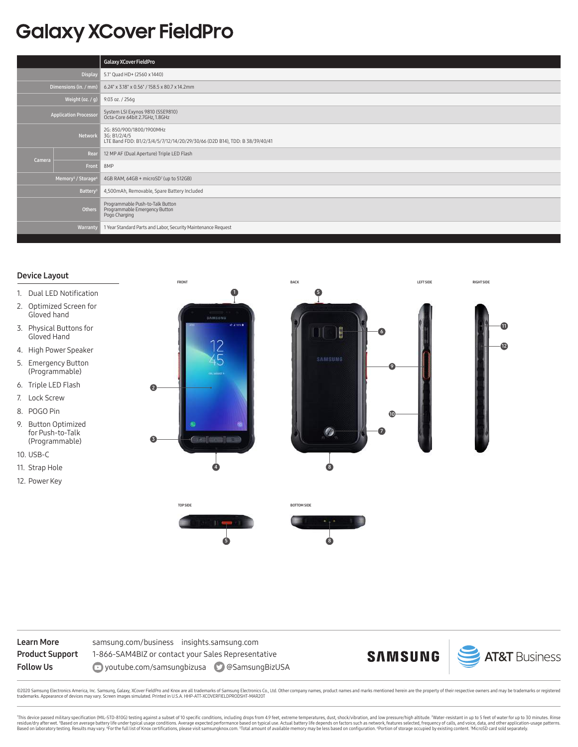# Galaxy XCover FieldPro

| | | Galaxy XCover FieldPro |
|---|---|---|
| Display | | 5.1" Quad HD+ (2560 x 1440) |
| Dimensions (in. / mm) | | 6.24" x 3.18" x 0.56" / 158.5 x 80.7 x 14.2mm |
| Weight (oz. / g) | | 9.03 oz. / 256g |
| Application Processor | | System LSI Exynos 9810 (SSE9810)<br>Octa-Core 64bit 2.7GHz, 1.8GHz |
| Network | | 2G: 850/900/1800/1900MHz<br>3G: B1/2/4/5<br>LTE Band FDD: B1/2/3/4/5/7/12/14/20/29/30/66 (D2D B14), TDD: B 38/39/40/41 |
| Camera | Rear | 12 MP AF (Dual Aperture) Triple LED Flash |
| | Front | 8MP |
| Memory[5] / Storage[6] | | 4GB RAM, 64GB + microSD[7] (up to 512GB) |
| Battery[3] | | 4,500mAh, Removable, Spare Battery Included |
| Others | | Programmable Push-to-Talk Button<br>Programmable Emergency Button<br>Pogo Charging |
| Warranty | | 1 Year Standard Parts and Labor, Security Maintenance Request |

## Device Layout

1. Dual LED Notification
2. Optimized Screen for Gloved hand
3. Physical Buttons for Gloved Hand
4. High Power Speaker
5. Emergency Button (Programmable)
6. Triple LED Flash
7. Lock Screw
8. POGO Pin
9. Button Optimized for Push-to-Talk (Programmable)
10. USB-C
11. Strap Hole
12. Power Key

FRONT
BACK
LEFT SIDE
RIGHT SIDE
TOP SIDE
BOTTOM SIDE

**Learn More** samsung.com/business insights.samsung.com
**Product Support** 1-866-SAM4BIZ or contact your Sales Representative
**Follow Us** youtube.com/samsungbizusa @SamsungBizUSA

SAMSUNG | AT&T Business

©2020 Samsung Electronics America, Inc. Samsung, Galaxy, XCover FieldPro and Knox are all trademarks of Samsung Electronics Co., Ltd. Other company names, product names and marks mentioned herein are the property of their respective owners and may be trademarks or registered trademarks. Appearance of devices may vary. Screen images simulated. Printed in U.S.A. HHP-ATT-XCOVERFIELDPRODSHT-MAR20T

[1]This device passed military specification (MIL-STD-810G) testing against a subset of 10 specific conditions, including drops from 4.9 feet, extreme temperatures, dust, shock/vibration, and low pressure/high altitude. [2]Water-resistant in up to 5 feet of water for up to 30 minutes. Rinse residue/dry after wet. [3]Based on average battery life under typical usage conditions. Average expected performance based on typical use. Actual battery life depends on factors such as network, features selected, frequency of calls, and voice, data, and other application-usage patterns. Based on laboratory testing. Results may vary. [4]For the full list of Knox certifications, please visit samsungknox.com. [5]Total amount of available memory may be less based on configuration. [6]Portion of storage occupied by existing content. [7]MicroSD card sold separately.